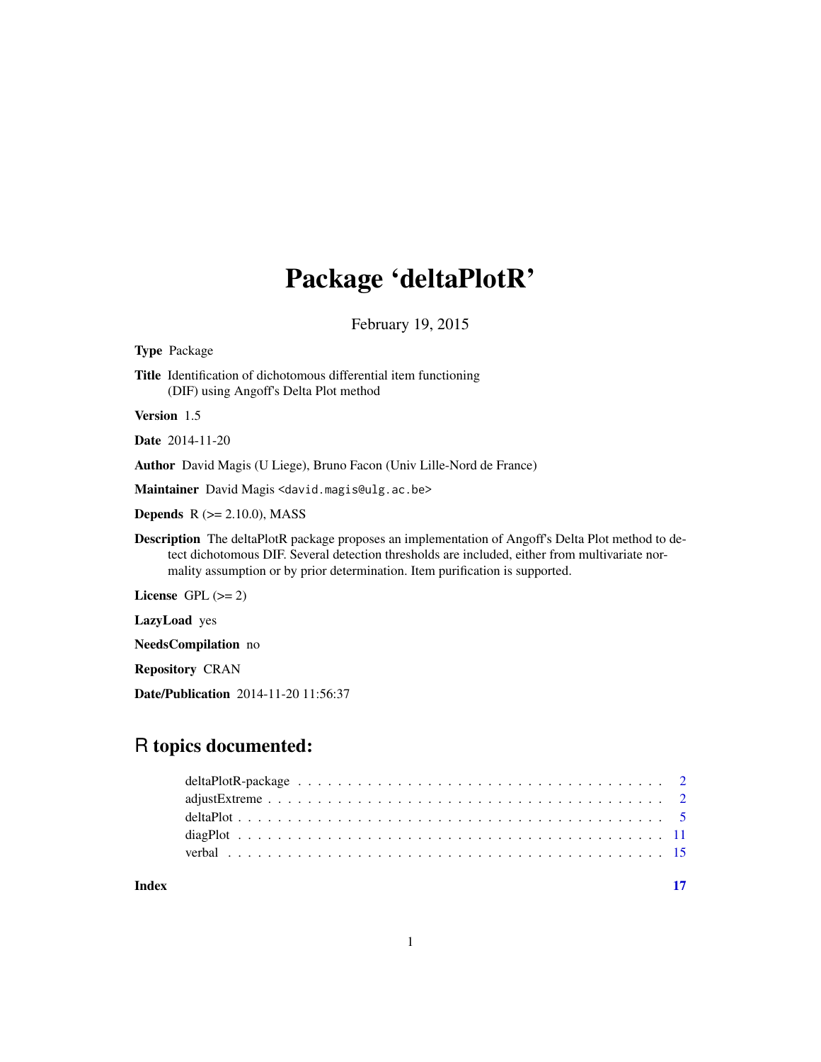# Package 'deltaPlotR'

February 19, 2015

**Type** Package

**Title** Identification of dichotomous differential item functioning (DIF) using Angoff's Delta Plot method

**Version** 1.5

**Date** 2014-11-20

**Author** David Magis (U Liege), Bruno Facon (Univ Lille-Nord de France)

**Maintainer** David Magis <david.magis@ulg.ac.be>

**Depends** R (>= 2.10.0), MASS

**Description** The deltaPlotR package proposes an implementation of Angoff's Delta Plot method to detect dichotomous DIF. Several detection thresholds are included, either from multivariate normality assumption or by prior determination. Item purification is supported.

**License** GPL (>= 2)

**LazyLoad** yes

**NeedsCompilation** no

**Repository** CRAN

**Date/Publication** 2014-11-20 11:56:37

## R topics documented:

| | |
|---|---|
| deltaPlotR-package | 2 |
| adjustExtreme | 2 |
| deltaPlot | 5 |
| diagPlot | 11 |
| verbal | 15 |
| **Index** | **17** |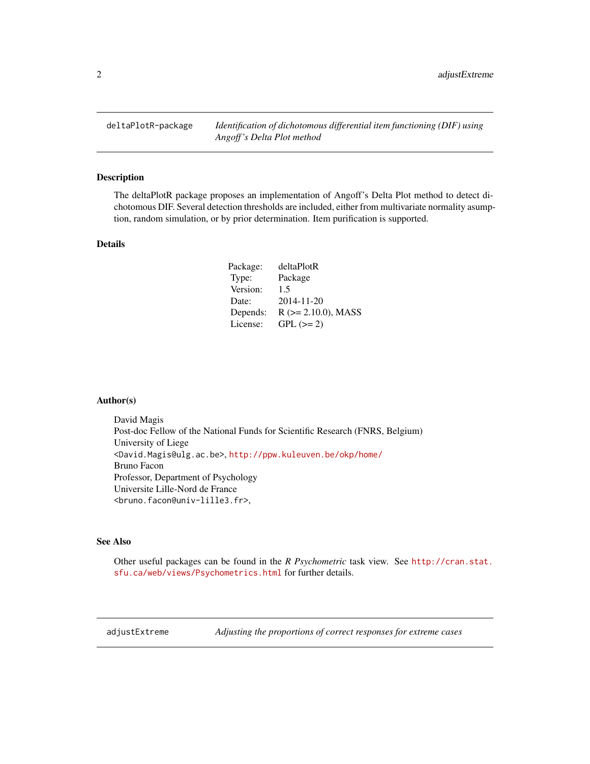## deltaPlotR-package — *Identification of dichotomous differential item functioning (DIF) using Angoff's Delta Plot method*

### Description

The deltaPlotR package proposes an implementation of Angoff's Delta Plot method to detect dichotomous DIF. Several detection thresholds are included, either from multivariate normality asumption, random simulation, or by prior determination. Item purification is supported.

### Details

| | |
|---|---|
| Package: | deltaPlotR |
| Type: | Package |
| Version: | 1.5 |
| Date: | 2014-11-20 |
| Depends: | R (>= 2.10.0), MASS |
| License: | GPL (>= 2) |

### Author(s)

David Magis
Post-doc Fellow of the National Funds for Scientific Research (FNRS, Belgium)
University of Liege
<David.Magis@ulg.ac.be>, http://ppw.kuleuven.be/okp/home/
Bruno Facon
Professor, Department of Psychology
Universite Lille-Nord de France
<bruno.facon@univ-lille3.fr>,

### See Also

Other useful packages can be found in the *R Psychometric* task view. See http://cran.stat.sfu.ca/web/views/Psychometrics.html for further details.

## adjustExtreme — *Adjusting the proportions of correct responses for extreme cases*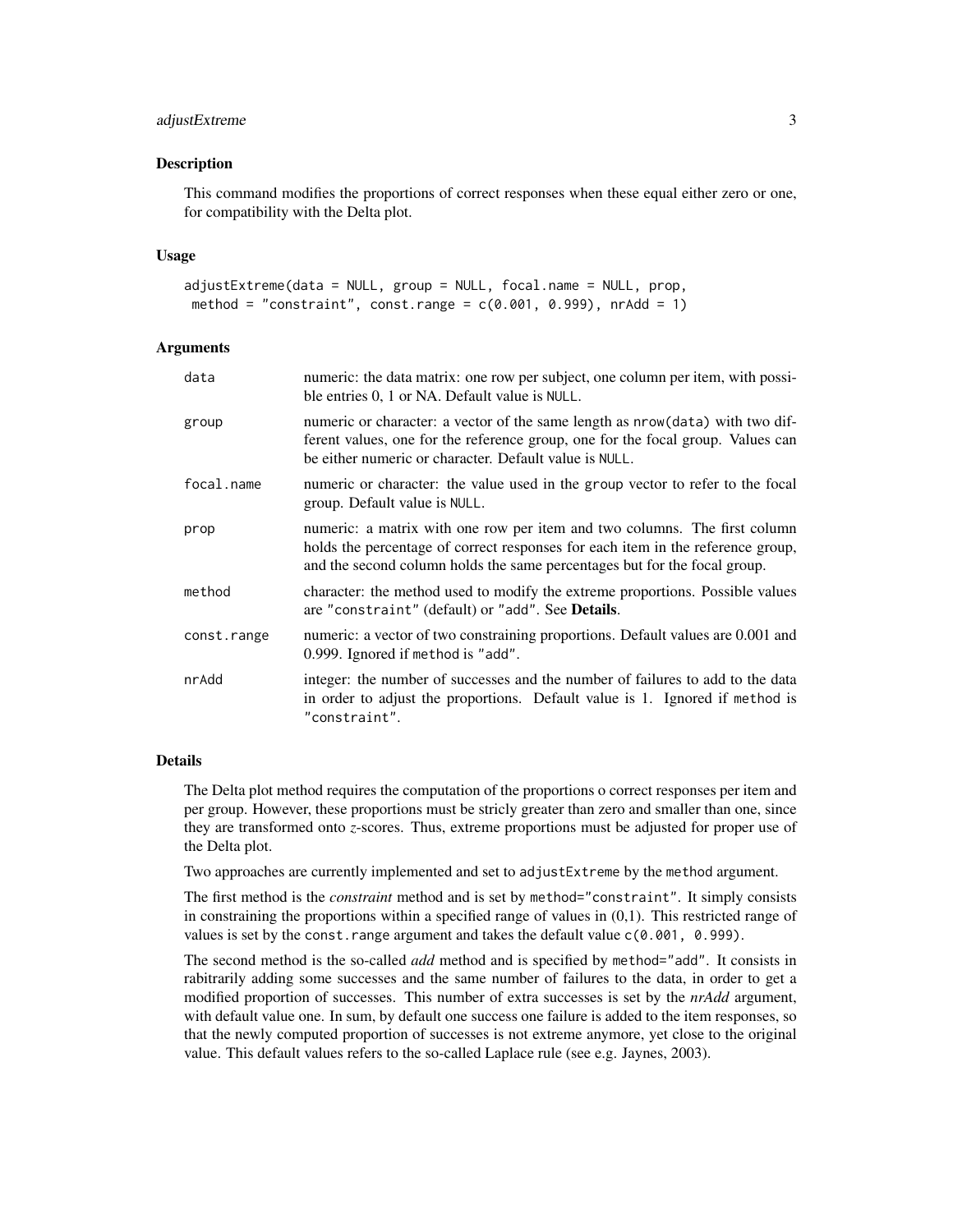## Description

This command modifies the proportions of correct responses when these equal either zero or one, for compatibility with the Delta plot.

## Usage

```
adjustExtreme(data = NULL, group = NULL, focal.name = NULL, prop,
 method = "constraint", const.range = c(0.001, 0.999), nrAdd = 1)
```

## Arguments

| | |
|---|---|
| `data` | numeric: the data matrix: one row per subject, one column per item, with possible entries 0, 1 or NA. Default value is `NULL`. |
| `group` | numeric or character: a vector of the same length as `nrow(data)` with two different values, one for the reference group, one for the focal group. Values can be either numeric or character. Default value is `NULL`. |
| `focal.name` | numeric or character: the value used in the `group` vector to refer to the focal group. Default value is `NULL`. |
| `prop` | numeric: a matrix with one row per item and two columns. The first column holds the percentage of correct responses for each item in the reference group, and the second column holds the same percentages but for the focal group. |
| `method` | character: the method used to modify the extreme proportions. Possible values are `"constraint"` (default) or `"add"`. See **Details**. |
| `const.range` | numeric: a vector of two constraining proportions. Default values are 0.001 and 0.999. Ignored if `method` is `"add"`. |
| `nrAdd` | integer: the number of successes and the number of failures to add to the data in order to adjust the proportions. Default value is 1. Ignored if `method` is `"constraint"`. |

## Details

The Delta plot method requires the computation of the proportions o correct responses per item and per group. However, these proportions must be stricly greater than zero and smaller than one, since they are transformed onto *z*-scores. Thus, extreme proportions must be adjusted for proper use of the Delta plot.

Two approaches are currently implemented and set to `adjustExtreme` by the `method` argument.

The first method is the *constraint* method and is set by `method="constraint"`. It simply consists in constraining the proportions within a specified range of values in (0,1). This restricted range of values is set by the `const.range` argument and takes the default value `c(0.001, 0.999)`.

The second method is the so-called *add* method and is specified by `method="add"`. It consists in rabitrarily adding some successes and the same number of failures to the data, in order to get a modified proportion of successes. This number of extra successes is set by the *nrAdd* argument, with default value one. In sum, by default one success one failure is added to the item responses, so that the newly computed proportion of successes is not extreme anymore, yet close to the original value. This default values refers to the so-called Laplace rule (see e.g. Jaynes, 2003).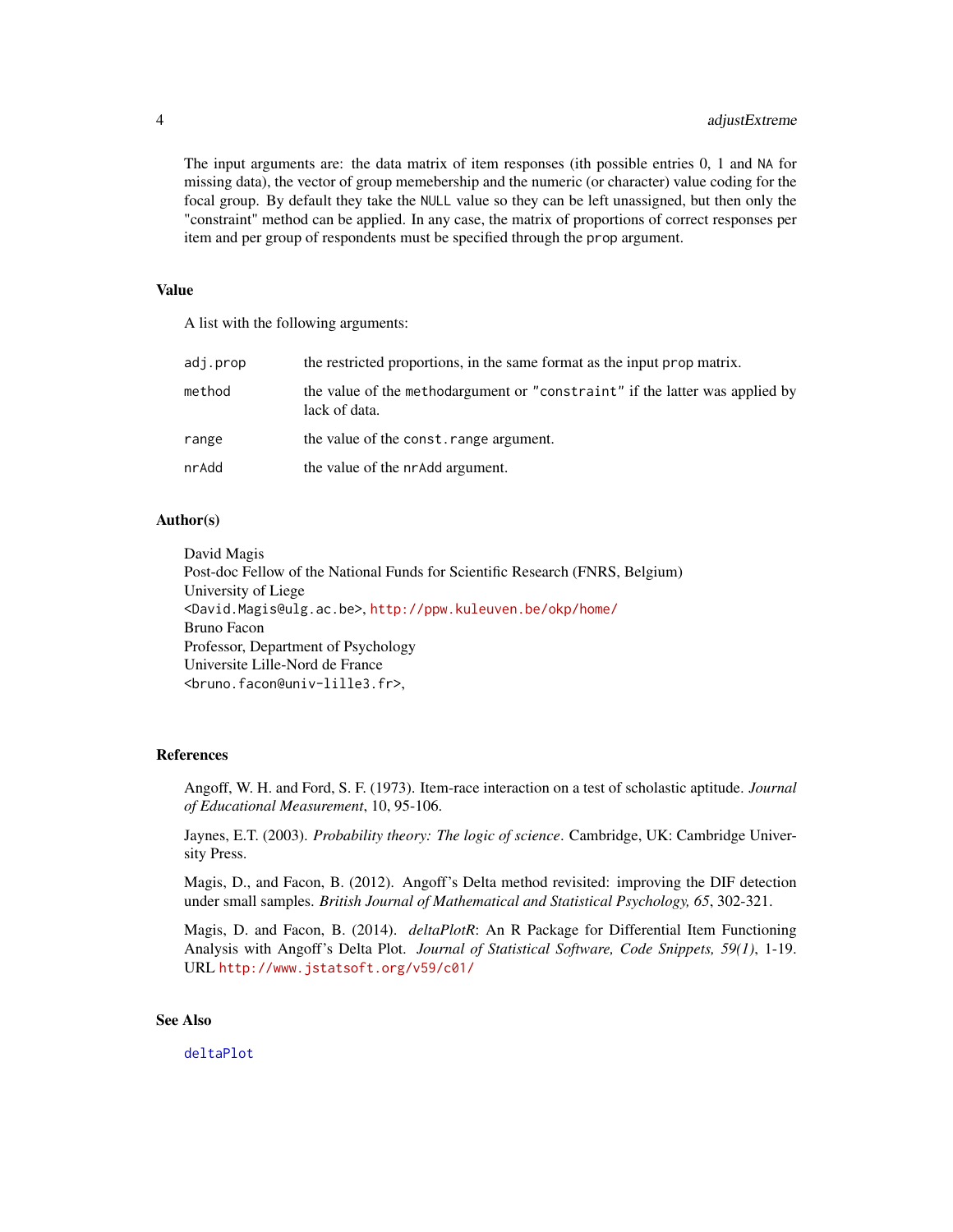The input arguments are: the data matrix of item responses (ith possible entries 0, 1 and `NA` for missing data), the vector of group memebership and the numeric (or character) value coding for the focal group. By default they take the `NULL` value so they can be left unassigned, but then only the "constraint" method can be applied. In any case, the matrix of proportions of correct responses per item and per group of respondents must be specified through the `prop` argument.

## Value

A list with the following arguments:

| | |
|---|---|
| `adj.prop` | the restricted proportions, in the same format as the input `prop` matrix. |
| `method` | the value of the `method`argument or `"constraint"` if the latter was applied by lack of data. |
| `range` | the value of the `const.range` argument. |
| `nrAdd` | the value of the `nrAdd` argument. |

## Author(s)

David Magis
Post-doc Fellow of the National Funds for Scientific Research (FNRS, Belgium)
University of Liege
<David.Magis@ulg.ac.be>, http://ppw.kuleuven.be/okp/home/
Bruno Facon
Professor, Department of Psychology
Universite Lille-Nord de France
<bruno.facon@univ-lille3.fr>,

## References

Angoff, W. H. and Ford, S. F. (1973). Item-race interaction on a test of scholastic aptitude. *Journal of Educational Measurement*, 10, 95-106.

Jaynes, E.T. (2003). *Probability theory: The logic of science*. Cambridge, UK: Cambridge University Press.

Magis, D., and Facon, B. (2012). Angoff's Delta method revisited: improving the DIF detection under small samples. *British Journal of Mathematical and Statistical Psychology, 65*, 302-321.

Magis, D. and Facon, B. (2014). *deltaPlotR*: An R Package for Differential Item Functioning Analysis with Angoff's Delta Plot. *Journal of Statistical Software, Code Snippets, 59(1)*, 1-19. URL http://www.jstatsoft.org/v59/c01/

## See Also

`deltaPlot`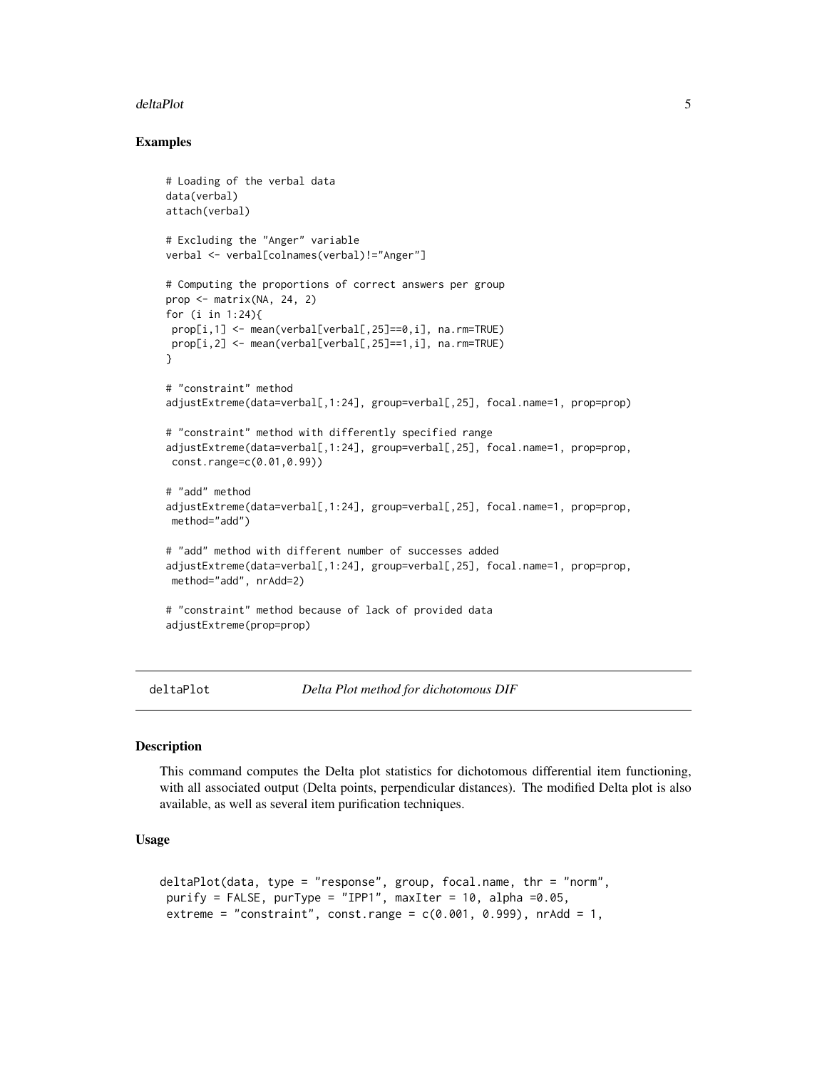## Examples

```
# Loading of the verbal data
data(verbal)
attach(verbal)

# Excluding the "Anger" variable
verbal <- verbal[colnames(verbal)!="Anger"]

# Computing the proportions of correct answers per group
prop <- matrix(NA, 24, 2)
for (i in 1:24){
 prop[i,1] <- mean(verbal[verbal[,25]==0,i], na.rm=TRUE)
 prop[i,2] <- mean(verbal[verbal[,25]==1,i], na.rm=TRUE)
}

# "constraint" method
adjustExtreme(data=verbal[,1:24], group=verbal[,25], focal.name=1, prop=prop)

# "constraint" method with differently specified range
adjustExtreme(data=verbal[,1:24], group=verbal[,25], focal.name=1, prop=prop,
 const.range=c(0.01,0.99))

# "add" method
adjustExtreme(data=verbal[,1:24], group=verbal[,25], focal.name=1, prop=prop,
 method="add")

# "add" method with different number of successes added
adjustExtreme(data=verbal[,1:24], group=verbal[,25], focal.name=1, prop=prop,
 method="add", nrAdd=2)

# "constraint" method because of lack of provided data
adjustExtreme(prop=prop)
```

---

# deltaPlot *Delta Plot method for dichotomous DIF*

---

## Description

This command computes the Delta plot statistics for dichotomous differential item functioning, with all associated output (Delta points, perpendicular distances). The modified Delta plot is also available, as well as several item purification techniques.

## Usage

```
deltaPlot(data, type = "response", group, focal.name, thr = "norm",
 purify = FALSE, purType = "IPP1", maxIter = 10, alpha =0.05,
 extreme = "constraint", const.range = c(0.001, 0.999), nrAdd = 1,
```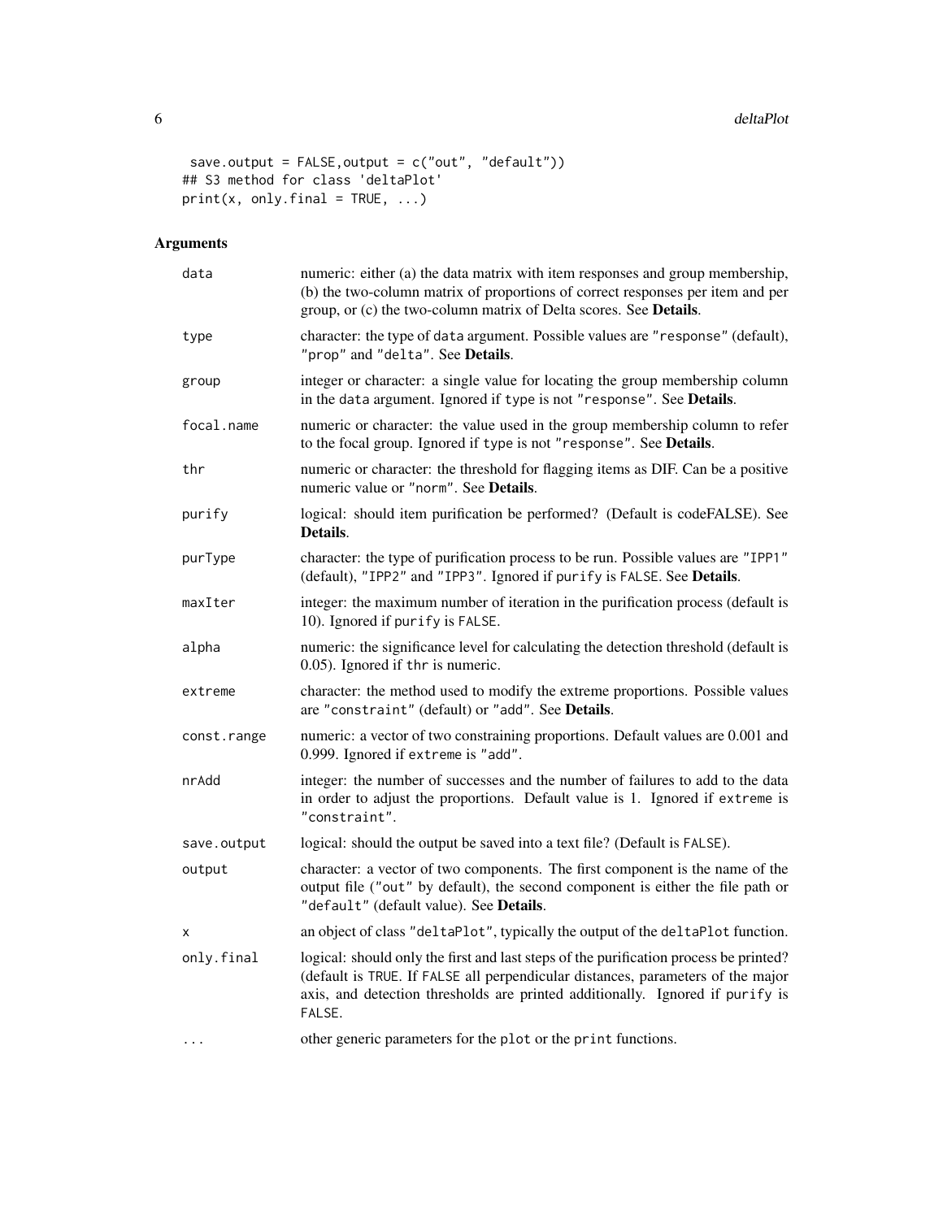```
 save.output = FALSE,output = c("out", "default"))
## S3 method for class 'deltaPlot'
print(x, only.final = TRUE, ...)
```

## Arguments

| | |
|---|---|
| `data` | numeric: either (a) the data matrix with item responses and group membership, (b) the two-column matrix of proportions of correct responses per item and per group, or (c) the two-column matrix of Delta scores. See **Details**. |
| `type` | character: the type of `data` argument. Possible values are `"response"` (default), `"prop"` and `"delta"`. See **Details**. |
| `group` | integer or character: a single value for locating the group membership column in the `data` argument. Ignored if `type` is not `"response"`. See **Details**. |
| `focal.name` | numeric or character: the value used in the group membership column to refer to the focal group. Ignored if `type` is not `"response"`. See **Details**. |
| `thr` | numeric or character: the threshold for flagging items as DIF. Can be a positive numeric value or `"norm"`. See **Details**. |
| `purify` | logical: should item purification be performed? (Default is codeFALSE). See **Details**. |
| `purType` | character: the type of purification process to be run. Possible values are `"IPP1"` (default), `"IPP2"` and `"IPP3"`. Ignored if `purify` is `FALSE`. See **Details**. |
| `maxIter` | integer: the maximum number of iteration in the purification process (default is 10). Ignored if `purify` is `FALSE`. |
| `alpha` | numeric: the significance level for calculating the detection threshold (default is 0.05). Ignored if `thr` is numeric. |
| `extreme` | character: the method used to modify the extreme proportions. Possible values are `"constraint"` (default) or `"add"`. See **Details**. |
| `const.range` | numeric: a vector of two constraining proportions. Default values are 0.001 and 0.999. Ignored if `extreme` is `"add"`. |
| `nrAdd` | integer: the number of successes and the number of failures to add to the data in order to adjust the proportions. Default value is 1. Ignored if `extreme` is `"constraint"`. |
| `save.output` | logical: should the output be saved into a text file? (Default is `FALSE`). |
| `output` | character: a vector of two components. The first component is the name of the output file (`"out"` by default), the second component is either the file path or `"default"` (default value). See **Details**. |
| `x` | an object of class `"deltaPlot"`, typically the output of the `deltaPlot` function. |
| `only.final` | logical: should only the first and last steps of the purification process be printed? (default is `TRUE`. If `FALSE` all perpendicular distances, parameters of the major axis, and detection thresholds are printed additionally. Ignored if `purify` is `FALSE`. |
| `...` | other generic parameters for the `plot` or the `print` functions. |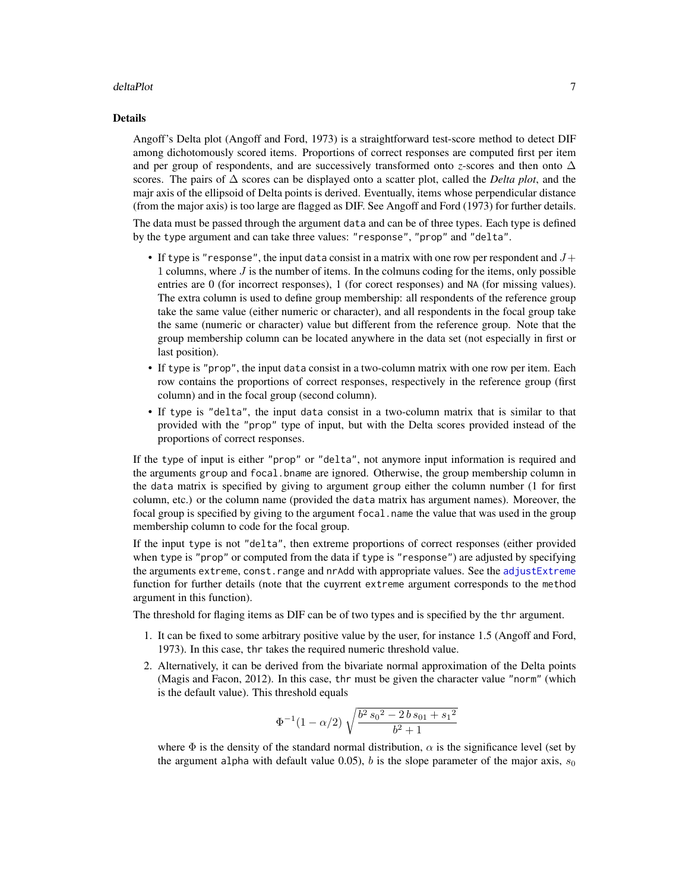### Details

Angoff's Delta plot (Angoff and Ford, 1973) is a straightforward test-score method to detect DIF among dichotomously scored items. Proportions of correct responses are computed first per item and per group of respondents, and are successively transformed onto $z$-scores and then onto $\Delta$ scores. The pairs of $\Delta$ scores can be displayed onto a scatter plot, called the *Delta plot*, and the majr axis of the ellipsoid of Delta points is derived. Eventually, items whose perpendicular distance (from the major axis) is too large are flagged as DIF. See Angoff and Ford (1973) for further details.

The data must be passed through the argument `data` and can be of three types. Each type is defined by the `type` argument and can take three values: `"response"`, `"prop"` and `"delta"`.

- If `type` is `"response"`, the input `data` consist in a matrix with one row per respondent and $J+1$ columns, where $J$ is the number of items. In the colmuns coding for the items, only possible entries are 0 (for incorrect responses), 1 (for corect responses) and `NA` (for missing values). The extra column is used to define group membership: all respondents of the reference group take the same value (either numeric or character), and all respondents in the focal group take the same (numeric or character) value but different from the reference group. Note that the group membership column can be located anywhere in the data set (not especially in first or last position).
- If `type` is `"prop"`, the input `data` consist in a two-column matrix with one row per item. Each row contains the proportions of correct responses, respectively in the reference group (first column) and in the focal group (second column).
- If `type` is `"delta"`, the input `data` consist in a two-column matrix that is similar to that provided with the `"prop"` type of input, but with the Delta scores provided instead of the proportions of correct responses.

If the `type` of input is either `"prop"` or `"delta"`, not anymore input information is required and the arguments `group` and `focal.bname` are ignored. Otherwise, the group membership column in the `data` matrix is specified by giving to argument `group` either the column number (1 for first column, etc.) or the column name (provided the `data` matrix has argument names). Moreover, the focal group is specified by giving to the argument `focal.name` the value that was used in the group membership column to code for the focal group.

If the input `type` is not `"delta"`, then extreme proportions of correct responses (either provided when `type` is `"prop"` or computed from the data if `type` is `"response"`) are adjusted by specifying the arguments `extreme`, `const.range` and `nrAdd` with appropriate values. See the `adjustExtreme` function for further details (note that the cuyrrent `extreme` argument corresponds to the `method` argument in this function).

The threshold for flaging items as DIF can be of two types and is specified by the `thr` argument.

1. It can be fixed to some arbitrary positive value by the user, for instance 1.5 (Angoff and Ford, 1973). In this case, `thr` takes the required numeric threshold value.
2. Alternatively, it can be derived from the bivariate normal approximation of the Delta points (Magis and Facon, 2012). In this case, `thr` must be given the character value `"norm"` (which is the default value). This threshold equals

$$\Phi^{-1}(1-\alpha/2)\,\sqrt{\frac{b^2\,{s_0}^2 - 2\,b\,s_{01} + {s_1}^2}{b^2+1}}$$

where $\Phi$ is the density of the standard normal distribution, $\alpha$ is the significance level (set by the argument `alpha` with default value 0.05), $b$ is the slope parameter of the major axis, $s_0$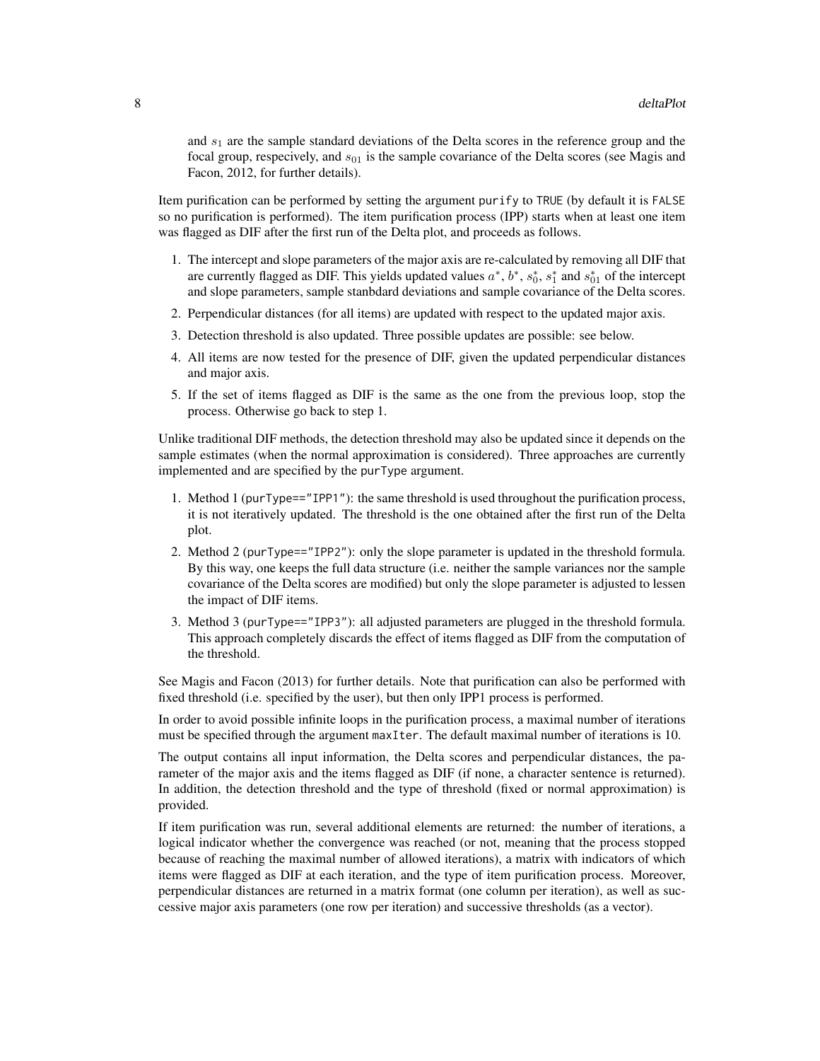and $s_1$ are the sample standard deviations of the Delta scores in the reference group and the focal group, respecively, and $s_{01}$ is the sample covariance of the Delta scores (see Magis and Facon, 2012, for further details).

Item purification can be performed by setting the argument `purify` to `TRUE` (by default it is `FALSE` so no purification is performed). The item purification process (IPP) starts when at least one item was flagged as DIF after the first run of the Delta plot, and proceeds as follows.

1. The intercept and slope parameters of the major axis are re-calculated by removing all DIF that are currently flagged as DIF. This yields updated values $a^*$, $b^*$, $s_0^*$, $s_1^*$ and $s_{01}^*$ of the intercept and slope parameters, sample stanbdard deviations and sample covariance of the Delta scores.
2. Perpendicular distances (for all items) are updated with respect to the updated major axis.
3. Detection threshold is also updated. Three possible updates are possible: see below.
4. All items are now tested for the presence of DIF, given the updated perpendicular distances and major axis.
5. If the set of items flagged as DIF is the same as the one from the previous loop, stop the process. Otherwise go back to step 1.

Unlike traditional DIF methods, the detection threshold may also be updated since it depends on the sample estimates (when the normal approximation is considered). Three approaches are currently implemented and are specified by the `purType` argument.

1. Method 1 (`purType=="IPP1"`): the same threshold is used throughout the purification process, it is not iteratively updated. The threshold is the one obtained after the first run of the Delta plot.
2. Method 2 (`purType=="IPP2"`): only the slope parameter is updated in the threshold formula. By this way, one keeps the full data structure (i.e. neither the sample variances nor the sample covariance of the Delta scores are modified) but only the slope parameter is adjusted to lessen the impact of DIF items.
3. Method 3 (`purType=="IPP3"`): all adjusted parameters are plugged in the threshold formula. This approach completely discards the effect of items flagged as DIF from the computation of the threshold.

See Magis and Facon (2013) for further details. Note that purification can also be performed with fixed threshold (i.e. specified by the user), but then only IPP1 process is performed.

In order to avoid possible infinite loops in the purification process, a maximal number of iterations must be specified through the argument `maxIter`. The default maximal number of iterations is 10.

The output contains all input information, the Delta scores and perpendicular distances, the parameter of the major axis and the items flagged as DIF (if none, a character sentence is returned). In addition, the detection threshold and the type of threshold (fixed or normal approximation) is provided.

If item purification was run, several additional elements are returned: the number of iterations, a logical indicator whether the convergence was reached (or not, meaning that the process stopped because of reaching the maximal number of allowed iterations), a matrix with indicators of which items were flagged as DIF at each iteration, and the type of item purification process. Moreover, perpendicular distances are returned in a matrix format (one column per iteration), as well as successive major axis parameters (one row per iteration) and successive thresholds (as a vector).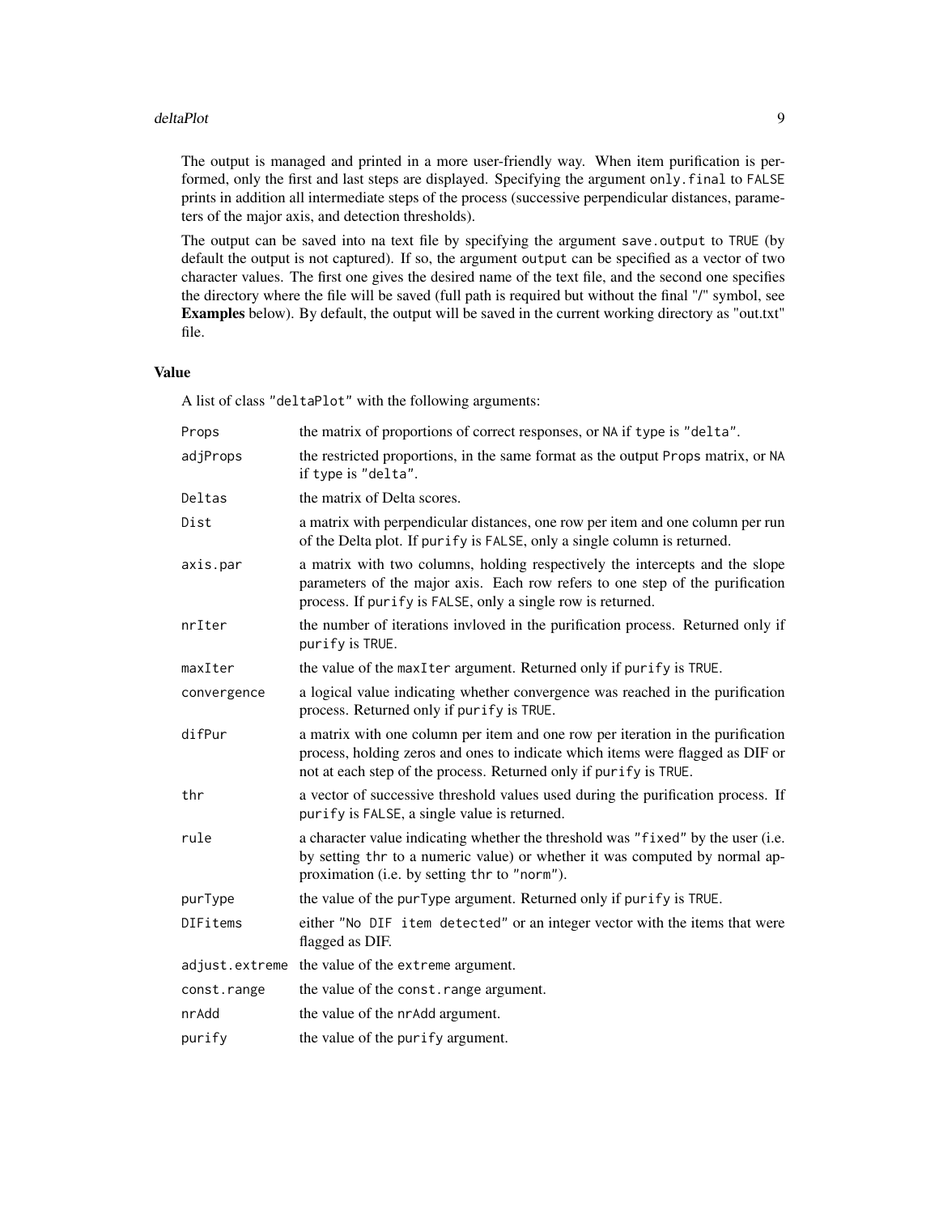The output is managed and printed in a more user-friendly way. When item purification is performed, only the first and last steps are displayed. Specifying the argument `only.final` to `FALSE` prints in addition all intermediate steps of the process (successive perpendicular distances, parameters of the major axis, and detection thresholds).

The output can be saved into na text file by specifying the argument `save.output` to `TRUE` (by default the output is not captured). If so, the argument `output` can be specified as a vector of two character values. The first one gives the desired name of the text file, and the second one specifies the directory where the file will be saved (full path is required but without the final "/" symbol, see **Examples** below). By default, the output will be saved in the current working directory as "out.txt" file.

## Value

A list of class "deltaPlot" with the following arguments:

| | |
|---|---|
| `Props` | the matrix of proportions of correct responses, or `NA` if `type` is `"delta"`. |
| `adjProps` | the restricted proportions, in the same format as the output `Props` matrix, or `NA` if `type` is `"delta"`. |
| `Deltas` | the matrix of Delta scores. |
| `Dist` | a matrix with perpendicular distances, one row per item and one column per run of the Delta plot. If `purify` is `FALSE`, only a single column is returned. |
| `axis.par` | a matrix with two columns, holding respectively the intercepts and the slope parameters of the major axis. Each row refers to one step of the purification process. If `purify` is `FALSE`, only a single row is returned. |
| `nrIter` | the number of iterations invloved in the purification process. Returned only if `purify` is `TRUE`. |
| `maxIter` | the value of the `maxIter` argument. Returned only if `purify` is `TRUE`. |
| `convergence` | a logical value indicating whether convergence was reached in the purification process. Returned only if `purify` is `TRUE`. |
| `difPur` | a matrix with one column per item and one row per iteration in the purification process, holding zeros and ones to indicate which items were flagged as DIF or not at each step of the process. Returned only if `purify` is `TRUE`. |
| `thr` | a vector of successive threshold values used during the purification process. If `purify` is `FALSE`, a single value is returned. |
| `rule` | a character value indicating whether the threshold was `"fixed"` by the user (i.e. by setting `thr` to a numeric value) or whether it was computed by normal approximation (i.e. by setting `thr` to `"norm"`). |
| `purType` | the value of the `purType` argument. Returned only if `purify` is `TRUE`. |
| `DIFitems` | either `"No DIF item detected"` or an integer vector with the items that were flagged as DIF. |
| `adjust.extreme` | the value of the `extreme` argument. |
| `const.range` | the value of the `const.range` argument. |
| `nrAdd` | the value of the `nrAdd` argument. |
| `purify` | the value of the `purify` argument. |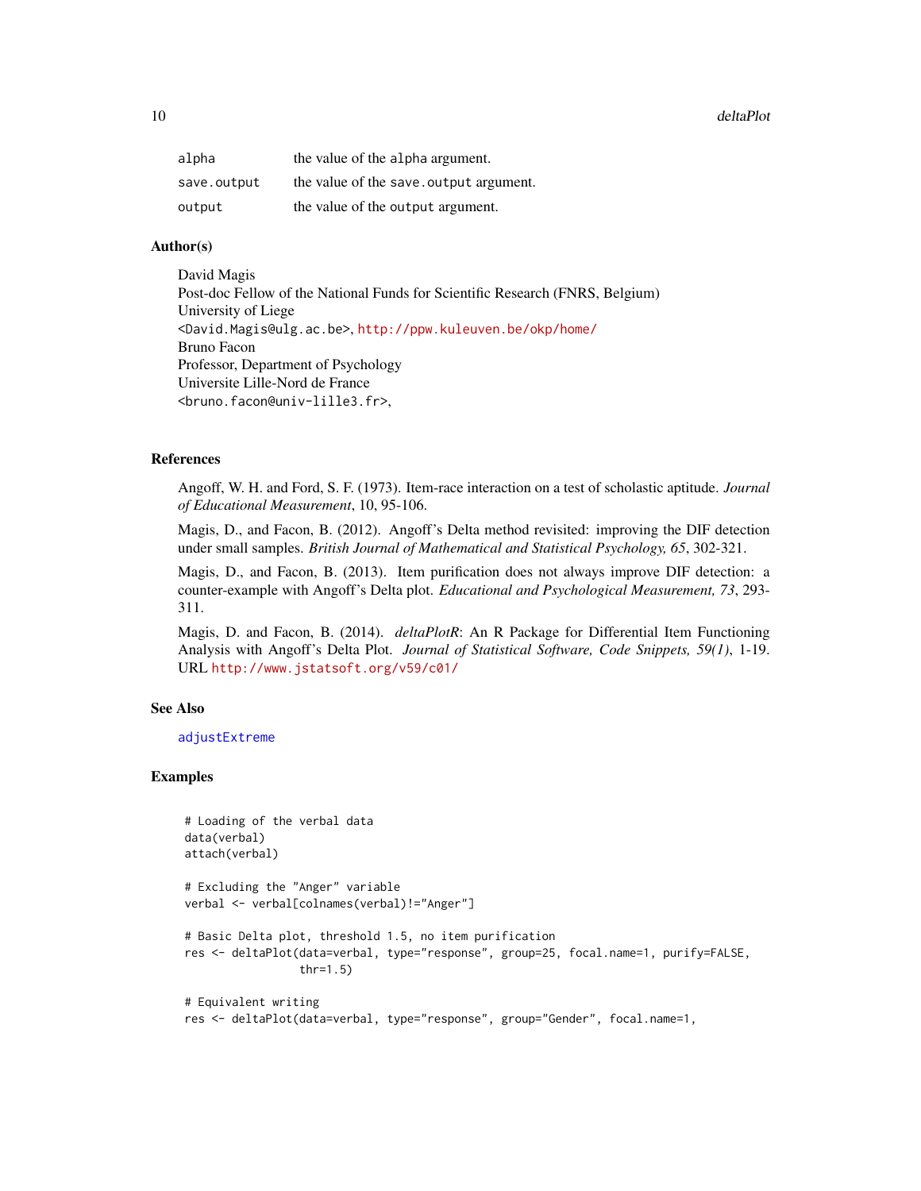| | |
|---|---|
| `alpha` | the value of the `alpha` argument. |
| `save.output` | the value of the `save.output` argument. |
| `output` | the value of the `output` argument. |

## Author(s)

David Magis
Post-doc Fellow of the National Funds for Scientific Research (FNRS, Belgium)
University of Liege
<David.Magis@ulg.ac.be>, http://ppw.kuleuven.be/okp/home/
Bruno Facon
Professor, Department of Psychology
Universite Lille-Nord de France
<bruno.facon@univ-lille3.fr>,

## References

Angoff, W. H. and Ford, S. F. (1973). Item-race interaction on a test of scholastic aptitude. *Journal of Educational Measurement*, 10, 95-106.

Magis, D., and Facon, B. (2012). Angoff's Delta method revisited: improving the DIF detection under small samples. *British Journal of Mathematical and Statistical Psychology, 65*, 302-321.

Magis, D., and Facon, B. (2013). Item purification does not always improve DIF detection: a counter-example with Angoff's Delta plot. *Educational and Psychological Measurement, 73*, 293-311.

Magis, D. and Facon, B. (2014). *deltaPlotR*: An R Package for Differential Item Functioning Analysis with Angoff's Delta Plot. *Journal of Statistical Software, Code Snippets, 59(1)*, 1-19. URL http://www.jstatsoft.org/v59/c01/

## See Also

`adjustExtreme`

## Examples

```
 # Loading of the verbal data
 data(verbal)
 attach(verbal)

 # Excluding the "Anger" variable
 verbal <- verbal[colnames(verbal)!="Anger"]

 # Basic Delta plot, threshold 1.5, no item purification
 res <- deltaPlot(data=verbal, type="response", group=25, focal.name=1, purify=FALSE,
                  thr=1.5)

 # Equivalent writing
 res <- deltaPlot(data=verbal, type="response", group="Gender", focal.name=1,
```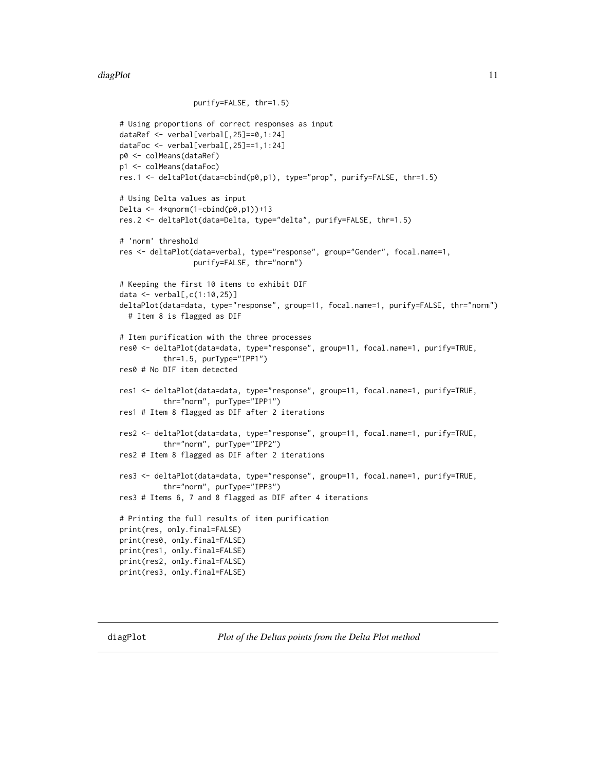```
                 purify=FALSE, thr=1.5)

# Using proportions of correct responses as input
dataRef <- verbal[verbal[,25]==0,1:24]
dataFoc <- verbal[verbal[,25]==1,1:24]
p0 <- colMeans(dataRef)
p1 <- colMeans(dataFoc)
res.1 <- deltaPlot(data=cbind(p0,p1), type="prop", purify=FALSE, thr=1.5)

# Using Delta values as input
Delta <- 4*qnorm(1-cbind(p0,p1))+13
res.2 <- deltaPlot(data=Delta, type="delta", purify=FALSE, thr=1.5)

# 'norm' threshold
res <- deltaPlot(data=verbal, type="response", group="Gender", focal.name=1,
                 purify=FALSE, thr="norm")

# Keeping the first 10 items to exhibit DIF
data <- verbal[,c(1:10,25)]
deltaPlot(data=data, type="response", group=11, focal.name=1, purify=FALSE, thr="norm")
  # Item 8 is flagged as DIF

# Item purification with the three processes
res0 <- deltaPlot(data=data, type="response", group=11, focal.name=1, purify=TRUE,
          thr=1.5, purType="IPP1")
res0 # No DIF item detected

res1 <- deltaPlot(data=data, type="response", group=11, focal.name=1, purify=TRUE,
          thr="norm", purType="IPP1")
res1 # Item 8 flagged as DIF after 2 iterations

res2 <- deltaPlot(data=data, type="response", group=11, focal.name=1, purify=TRUE,
          thr="norm", purType="IPP2")
res2 # Item 8 flagged as DIF after 2 iterations

res3 <- deltaPlot(data=data, type="response", group=11, focal.name=1, purify=TRUE,
          thr="norm", purType="IPP3")
res3 # Items 6, 7 and 8 flagged as DIF after 4 iterations

# Printing the full results of item purification
print(res, only.final=FALSE)
print(res0, only.final=FALSE)
print(res1, only.final=FALSE)
print(res2, only.final=FALSE)
print(res3, only.final=FALSE)
```

---

## diagPlot — *Plot of the Deltas points from the Delta Plot method*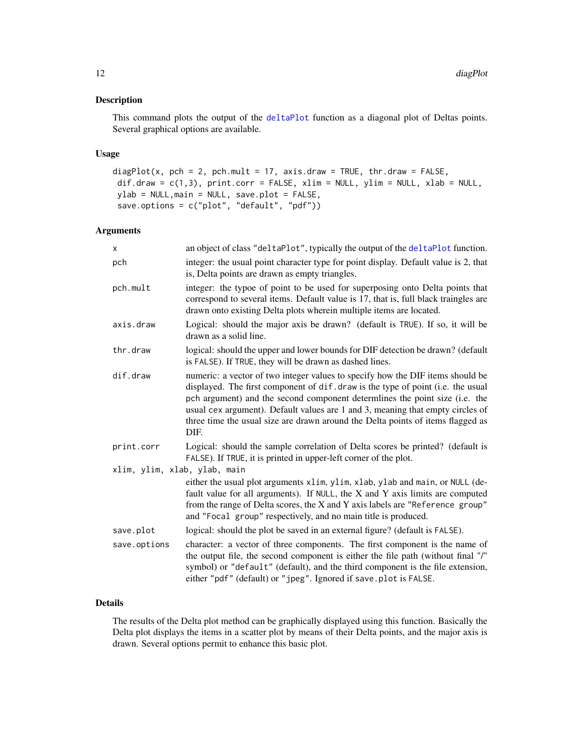## Description

This command plots the output of the deltaPlot function as a diagonal plot of Deltas points. Several graphical options are available.

## Usage

```
diagPlot(x, pch = 2, pch.mult = 17, axis.draw = TRUE, thr.draw = FALSE,
 dif.draw = c(1,3), print.corr = FALSE, xlim = NULL, ylim = NULL, xlab = NULL,
 ylab = NULL,main = NULL, save.plot = FALSE,
 save.options = c("plot", "default", "pdf"))
```

## Arguments

- `x` an object of class "deltaPlot", typically the output of the deltaPlot function.
- `pch` integer: the usual point character type for point display. Default value is 2, that is, Delta points are drawn as empty triangles.
- `pch.mult` integer: the typoe of point to be used for superposing onto Delta points that correspond to several items. Default value is 17, that is, full black traingles are drawn onto existing Delta plots wherein multiple items are located.
- `axis.draw` Logical: should the major axis be drawn? (default is TRUE). If so, it will be drawn as a solid line.
- `thr.draw` logical: should the upper and lower bounds for DIF detection be drawn? (default is FALSE). If TRUE, they will be drawn as dashed lines.
- `dif.draw` numeric: a vector of two integer values to specify how the DIF items should be displayed. The first component of `dif.draw` is the type of point (i.e. the usual `pch` argument) and the second component determlines the point size (i.e. the usual `cex` argument). Default values are 1 and 3, meaning that empty circles of three time the usual size are drawn around the Delta points of items flagged as DIF.
- `print.corr` Logical: should the sample correlation of Delta scores be printed? (default is FALSE). If TRUE, it is printed in upper-left corner of the plot.
- `xlim, ylim, xlab, ylab, main` either the usual plot arguments `xlim`, `ylim`, `xlab`, `ylab` and `main`, or NULL (default value for all arguments). If NULL, the X and Y axis limits are computed from the range of Delta scores, the X and Y axis labels are "Reference group" and "Focal group" respectively, and no main title is produced.
- `save.plot` logical: should the plot be saved in an external figure? (default is FALSE).
- `save.options` character: a vector of three components. The first component is the name of the output file, the second component is either the file path (without final "/" symbol) or "default" (default), and the third component is the file extension, either "pdf" (default) or "jpeg". Ignored if `save.plot` is FALSE.

## Details

The results of the Delta plot method can be graphically displayed using this function. Basically the Delta plot displays the items in a scatter plot by means of their Delta points, and the major axis is drawn. Several options permit to enhance this basic plot.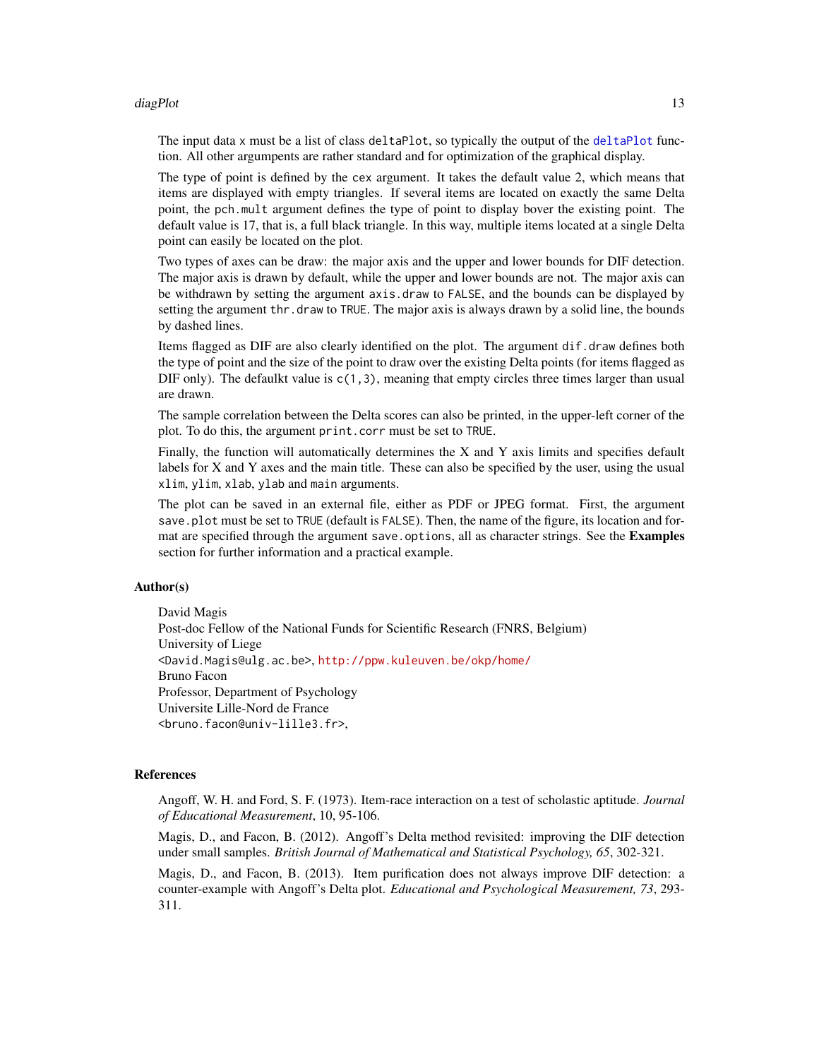The input data x must be a list of class deltaPlot, so typically the output of the deltaPlot function. All other argumpents are rather standard and for optimization of the graphical display.

The type of point is defined by the cex argument. It takes the default value 2, which means that items are displayed with empty triangles. If several items are located on exactly the same Delta point, the pch.mult argument defines the type of point to display bover the existing point. The default value is 17, that is, a full black triangle. In this way, multiple items located at a single Delta point can easily be located on the plot.

Two types of axes can be draw: the major axis and the upper and lower bounds for DIF detection. The major axis is drawn by default, while the upper and lower bounds are not. The major axis can be withdrawn by setting the argument axis.draw to FALSE, and the bounds can be displayed by setting the argument thr.draw to TRUE. The major axis is always drawn by a solid line, the bounds by dashed lines.

Items flagged as DIF are also clearly identified on the plot. The argument dif.draw defines both the type of point and the size of the point to draw over the existing Delta points (for items flagged as DIF only). The defaulkt value is c(1,3), meaning that empty circles three times larger than usual are drawn.

The sample correlation between the Delta scores can also be printed, in the upper-left corner of the plot. To do this, the argument print.corr must be set to TRUE.

Finally, the function will automatically determines the X and Y axis limits and specifies default labels for X and Y axes and the main title. These can also be specified by the user, using the usual xlim, ylim, xlab, ylab and main arguments.

The plot can be saved in an external file, either as PDF or JPEG format. First, the argument save.plot must be set to TRUE (default is FALSE). Then, the name of the figure, its location and format are specified through the argument save.options, all as character strings. See the **Examples** section for further information and a practical example.

### Author(s)

David Magis  
Post-doc Fellow of the National Funds for Scientific Research (FNRS, Belgium)  
University of Liege  
<David.Magis@ulg.ac.be>, http://ppw.kuleuven.be/okp/home/  
Bruno Facon  
Professor, Department of Psychology  
Universite Lille-Nord de France  
<bruno.facon@univ-lille3.fr>,

### References

Angoff, W. H. and Ford, S. F. (1973). Item-race interaction on a test of scholastic aptitude. *Journal of Educational Measurement*, 10, 95-106.

Magis, D., and Facon, B. (2012). Angoff's Delta method revisited: improving the DIF detection under small samples. *British Journal of Mathematical and Statistical Psychology, 65*, 302-321.

Magis, D., and Facon, B. (2013). Item purification does not always improve DIF detection: a counter-example with Angoff's Delta plot. *Educational and Psychological Measurement, 73*, 293-311.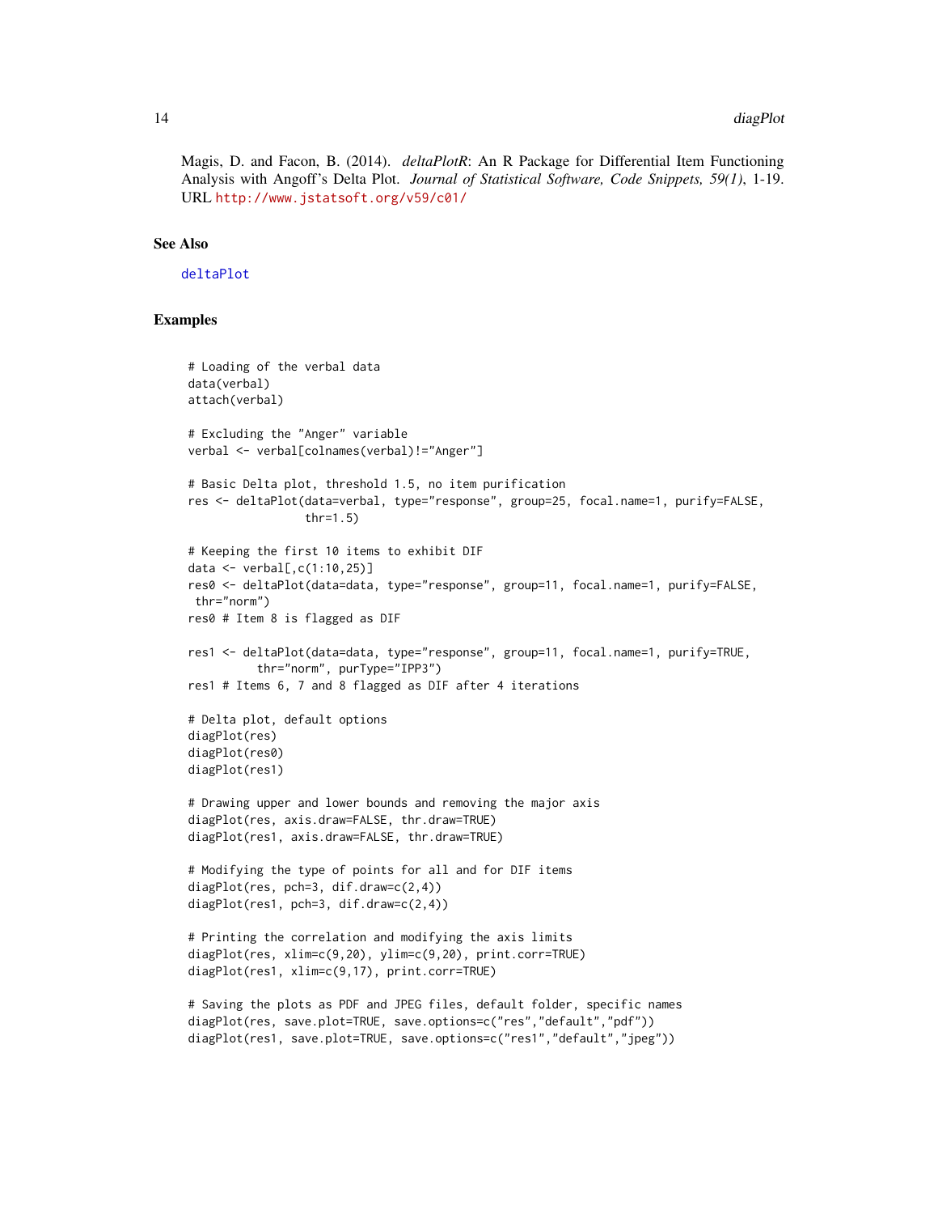Magis, D. and Facon, B. (2014). *deltaPlotR*: An R Package for Differential Item Functioning Analysis with Angoff's Delta Plot. *Journal of Statistical Software, Code Snippets, 59(1)*, 1-19. URL http://www.jstatsoft.org/v59/c01/

## See Also

deltaPlot

## Examples

```
# Loading of the verbal data
data(verbal)
attach(verbal)

# Excluding the "Anger" variable
verbal <- verbal[colnames(verbal)!="Anger"]

# Basic Delta plot, threshold 1.5, no item purification
res <- deltaPlot(data=verbal, type="response", group=25, focal.name=1, purify=FALSE,
                 thr=1.5)

# Keeping the first 10 items to exhibit DIF
data <- verbal[,c(1:10,25)]
res0 <- deltaPlot(data=data, type="response", group=11, focal.name=1, purify=FALSE,
 thr="norm")
res0 # Item 8 is flagged as DIF

res1 <- deltaPlot(data=data, type="response", group=11, focal.name=1, purify=TRUE,
         thr="norm", purType="IPP3")
res1 # Items 6, 7 and 8 flagged as DIF after 4 iterations

# Delta plot, default options
diagPlot(res)
diagPlot(res0)
diagPlot(res1)

# Drawing upper and lower bounds and removing the major axis
diagPlot(res, axis.draw=FALSE, thr.draw=TRUE)
diagPlot(res1, axis.draw=FALSE, thr.draw=TRUE)

# Modifying the type of points for all and for DIF items
diagPlot(res, pch=3, dif.draw=c(2,4))
diagPlot(res1, pch=3, dif.draw=c(2,4))

# Printing the correlation and modifying the axis limits
diagPlot(res, xlim=c(9,20), ylim=c(9,20), print.corr=TRUE)
diagPlot(res1, xlim=c(9,17), print.corr=TRUE)

# Saving the plots as PDF and JPEG files, default folder, specific names
diagPlot(res, save.plot=TRUE, save.options=c("res","default","pdf"))
diagPlot(res1, save.plot=TRUE, save.options=c("res1","default","jpeg"))
```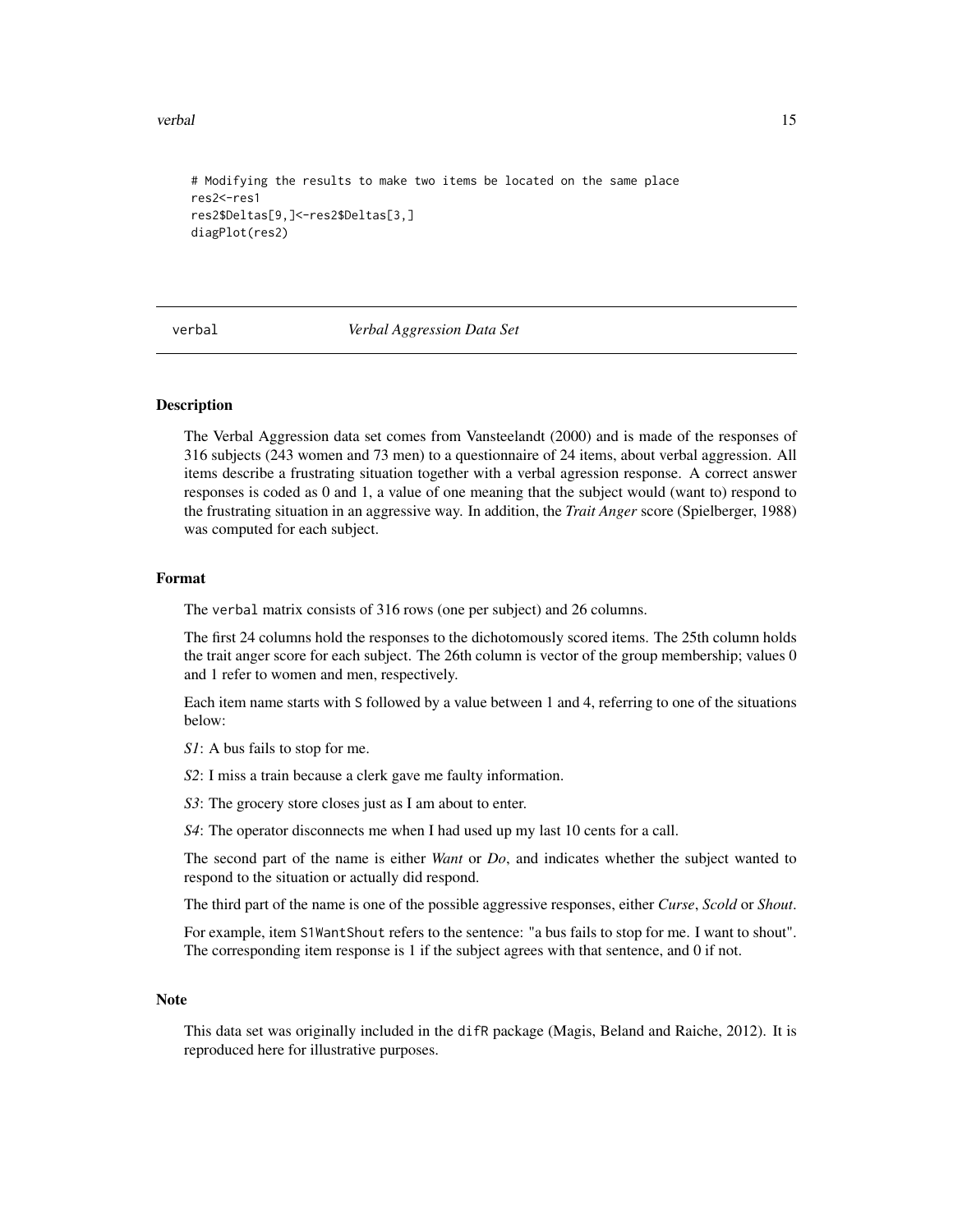```
# Modifying the results to make two items be located on the same place
res2<-res1
res2$Deltas[9,]<-res2$Deltas[3,]
diagPlot(res2)
```

---

verbal *Verbal Aggression Data Set*

---

## Description

The Verbal Aggression data set comes from Vansteelandt (2000) and is made of the responses of 316 subjects (243 women and 73 men) to a questionnaire of 24 items, about verbal aggression. All items describe a frustrating situation together with a verbal agression response. A correct answer responses is coded as 0 and 1, a value of one meaning that the subject would (want to) respond to the frustrating situation in an aggressive way. In addition, the *Trait Anger* score (Spielberger, 1988) was computed for each subject.

## Format

The `verbal` matrix consists of 316 rows (one per subject) and 26 columns.

The first 24 columns hold the responses to the dichotomously scored items. The 25th column holds the trait anger score for each subject. The 26th column is vector of the group membership; values 0 and 1 refer to women and men, respectively.

Each item name starts with `S` followed by a value between 1 and 4, referring to one of the situations below:

*S1*: A bus fails to stop for me.

*S2*: I miss a train because a clerk gave me faulty information.

*S3*: The grocery store closes just as I am about to enter.

*S4*: The operator disconnects me when I had used up my last 10 cents for a call.

The second part of the name is either *Want* or *Do*, and indicates whether the subject wanted to respond to the situation or actually did respond.

The third part of the name is one of the possible aggressive responses, either *Curse*, *Scold* or *Shout*.

For example, item `S1WantShout` refers to the sentence: "a bus fails to stop for me. I want to shout". The corresponding item response is 1 if the subject agrees with that sentence, and 0 if not.

## Note

This data set was originally included in the `difR` package (Magis, Beland and Raiche, 2012). It is reproduced here for illustrative purposes.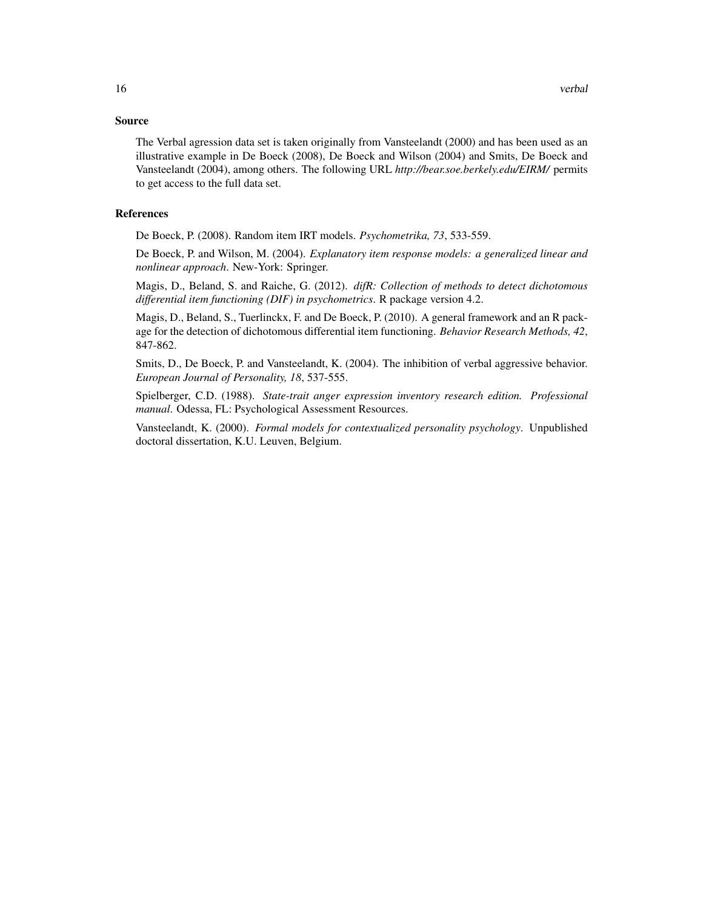## Source

The Verbal agression data set is taken originally from Vansteelandt (2000) and has been used as an illustrative example in De Boeck (2008), De Boeck and Wilson (2004) and Smits, De Boeck and Vansteelandt (2004), among others. The following URL *http://bear.soe.berkely.edu/EIRM/* permits to get access to the full data set.

## References

De Boeck, P. (2008). Random item IRT models. *Psychometrika, 73*, 533-559.

De Boeck, P. and Wilson, M. (2004). *Explanatory item response models: a generalized linear and nonlinear approach*. New-York: Springer.

Magis, D., Beland, S. and Raiche, G. (2012). *difR: Collection of methods to detect dichotomous differential item functioning (DIF) in psychometrics*. R package version 4.2.

Magis, D., Beland, S., Tuerlinckx, F. and De Boeck, P. (2010). A general framework and an R package for the detection of dichotomous differential item functioning. *Behavior Research Methods, 42*, 847-862.

Smits, D., De Boeck, P. and Vansteelandt, K. (2004). The inhibition of verbal aggressive behavior. *European Journal of Personality, 18*, 537-555.

Spielberger, C.D. (1988). *State-trait anger expression inventory research edition. Professional manual*. Odessa, FL: Psychological Assessment Resources.

Vansteelandt, K. (2000). *Formal models for contextualized personality psychology*. Unpublished doctoral dissertation, K.U. Leuven, Belgium.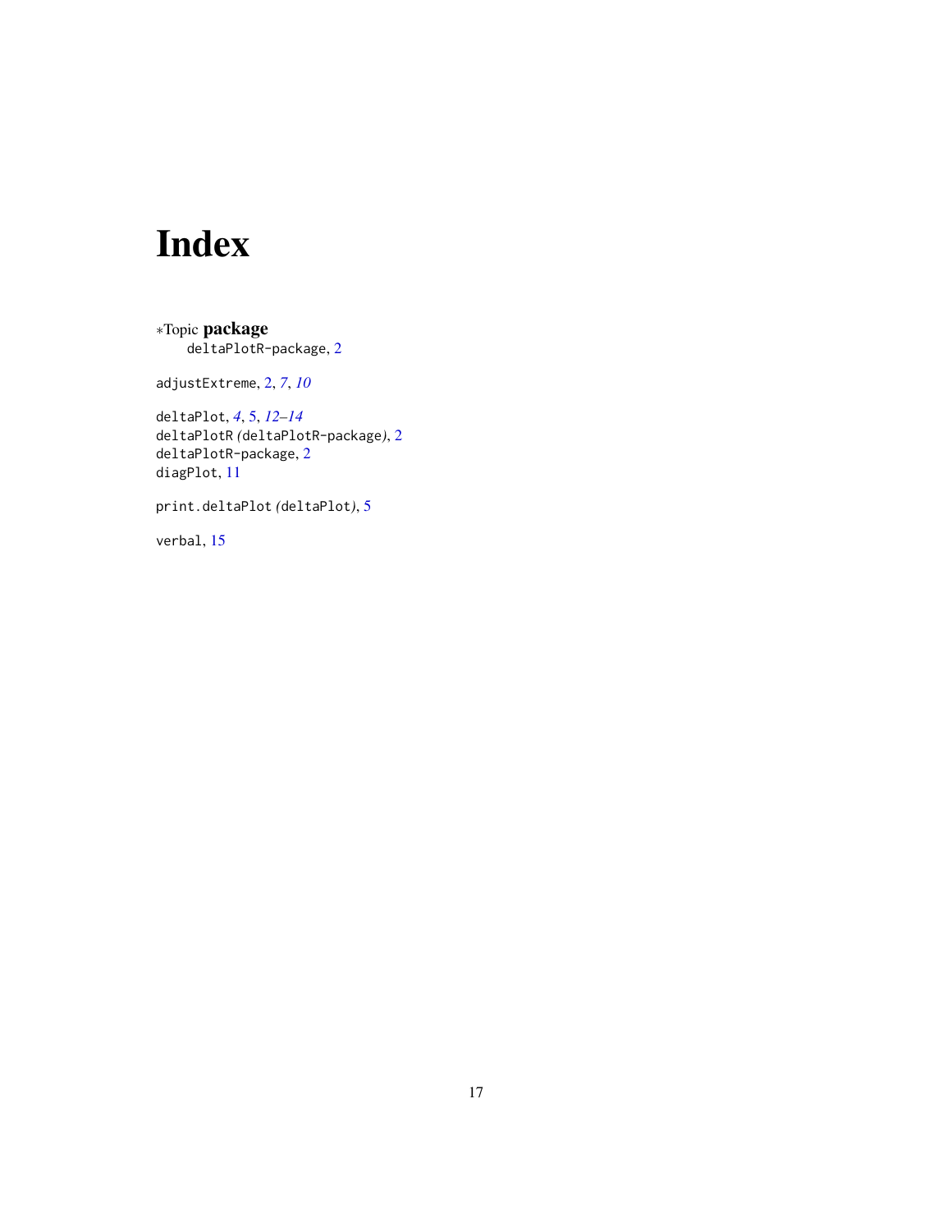# Index

∗Topic **package**

deltaPlotR-package, 2

adjustExtreme, 2, *7*, *10*

deltaPlot, *4*, 5, *12–14*
deltaPlotR *(*deltaPlotR-package*)*, 2
deltaPlotR-package, 2
diagPlot, 11

print.deltaPlot *(*deltaPlot*)*, 5

verbal, 15